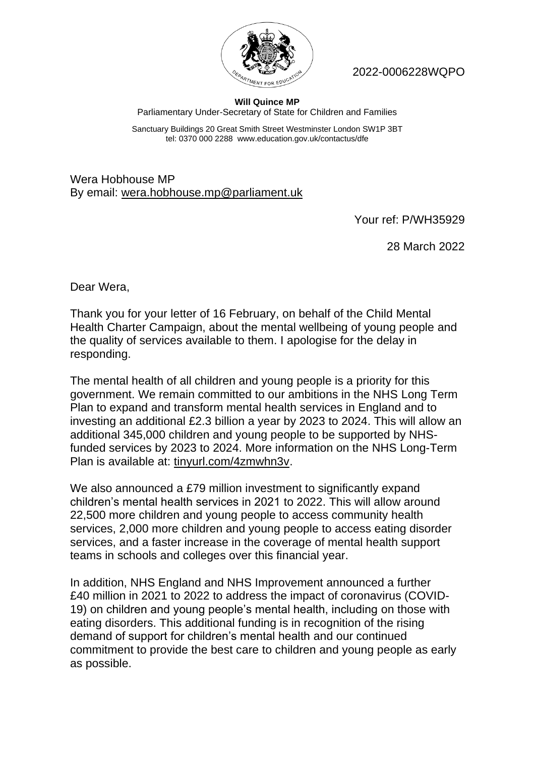2022-0006228WQPO

**Will Quince MP**
Parliamentary Under-Secretary of State for Children and Families

Sanctuary Buildings 20 Great Smith Street Westminster London SW1P 3BT
tel: 0370 000 2288 www.education.gov.uk/contactus/dfe

Wera Hobhouse MP
By email: wera.hobhouse.mp@parliament.uk

Your ref: P/WH35929

28 March 2022

Dear Wera,

Thank you for your letter of 16 February, on behalf of the Child Mental Health Charter Campaign, about the mental wellbeing of young people and the quality of services available to them. I apologise for the delay in responding.

The mental health of all children and young people is a priority for this government. We remain committed to our ambitions in the NHS Long Term Plan to expand and transform mental health services in England and to investing an additional £2.3 billion a year by 2023 to 2024. This will allow an additional 345,000 children and young people to be supported by NHS-funded services by 2023 to 2024. More information on the NHS Long-Term Plan is available at: tinyurl.com/4zmwhn3v.

We also announced a £79 million investment to significantly expand children's mental health services in 2021 to 2022. This will allow around 22,500 more children and young people to access community health services, 2,000 more children and young people to access eating disorder services, and a faster increase in the coverage of mental health support teams in schools and colleges over this financial year.

In addition, NHS England and NHS Improvement announced a further £40 million in 2021 to 2022 to address the impact of coronavirus (COVID-19) on children and young people's mental health, including on those with eating disorders. This additional funding is in recognition of the rising demand of support for children's mental health and our continued commitment to provide the best care to children and young people as early as possible.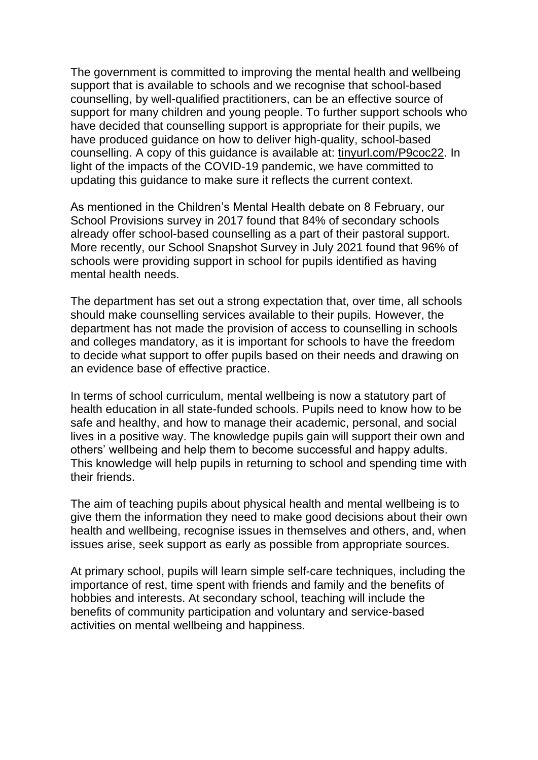The government is committed to improving the mental health and wellbeing support that is available to schools and we recognise that school-based counselling, by well-qualified practitioners, can be an effective source of support for many children and young people. To further support schools who have decided that counselling support is appropriate for their pupils, we have produced guidance on how to deliver high-quality, school-based counselling. A copy of this guidance is available at: tinyurl.com/P9coc22. In light of the impacts of the COVID-19 pandemic, we have committed to updating this guidance to make sure it reflects the current context.

As mentioned in the Children's Mental Health debate on 8 February, our School Provisions survey in 2017 found that 84% of secondary schools already offer school-based counselling as a part of their pastoral support. More recently, our School Snapshot Survey in July 2021 found that 96% of schools were providing support in school for pupils identified as having mental health needs.

The department has set out a strong expectation that, over time, all schools should make counselling services available to their pupils. However, the department has not made the provision of access to counselling in schools and colleges mandatory, as it is important for schools to have the freedom to decide what support to offer pupils based on their needs and drawing on an evidence base of effective practice.

In terms of school curriculum, mental wellbeing is now a statutory part of health education in all state-funded schools. Pupils need to know how to be safe and healthy, and how to manage their academic, personal, and social lives in a positive way. The knowledge pupils gain will support their own and others' wellbeing and help them to become successful and happy adults. This knowledge will help pupils in returning to school and spending time with their friends.

The aim of teaching pupils about physical health and mental wellbeing is to give them the information they need to make good decisions about their own health and wellbeing, recognise issues in themselves and others, and, when issues arise, seek support as early as possible from appropriate sources.

At primary school, pupils will learn simple self-care techniques, including the importance of rest, time spent with friends and family and the benefits of hobbies and interests. At secondary school, teaching will include the benefits of community participation and voluntary and service-based activities on mental wellbeing and happiness.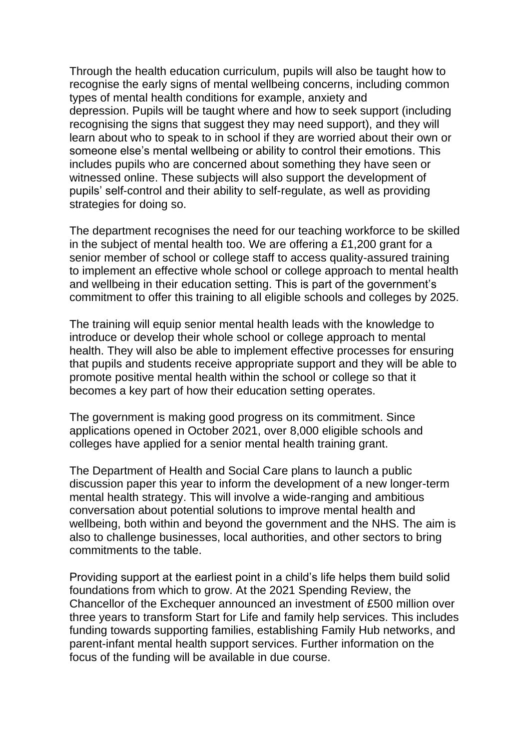Through the health education curriculum, pupils will also be taught how to recognise the early signs of mental wellbeing concerns, including common types of mental health conditions for example, anxiety and depression. Pupils will be taught where and how to seek support (including recognising the signs that suggest they may need support), and they will learn about who to speak to in school if they are worried about their own or someone else's mental wellbeing or ability to control their emotions. This includes pupils who are concerned about something they have seen or witnessed online. These subjects will also support the development of pupils' self-control and their ability to self-regulate, as well as providing strategies for doing so.

The department recognises the need for our teaching workforce to be skilled in the subject of mental health too. We are offering a £1,200 grant for a senior member of school or college staff to access quality-assured training to implement an effective whole school or college approach to mental health and wellbeing in their education setting. This is part of the government's commitment to offer this training to all eligible schools and colleges by 2025.

The training will equip senior mental health leads with the knowledge to introduce or develop their whole school or college approach to mental health. They will also be able to implement effective processes for ensuring that pupils and students receive appropriate support and they will be able to promote positive mental health within the school or college so that it becomes a key part of how their education setting operates.

The government is making good progress on its commitment. Since applications opened in October 2021, over 8,000 eligible schools and colleges have applied for a senior mental health training grant.

The Department of Health and Social Care plans to launch a public discussion paper this year to inform the development of a new longer-term mental health strategy. This will involve a wide-ranging and ambitious conversation about potential solutions to improve mental health and wellbeing, both within and beyond the government and the NHS. The aim is also to challenge businesses, local authorities, and other sectors to bring commitments to the table.

Providing support at the earliest point in a child's life helps them build solid foundations from which to grow. At the 2021 Spending Review, the Chancellor of the Exchequer announced an investment of £500 million over three years to transform Start for Life and family help services. This includes funding towards supporting families, establishing Family Hub networks, and parent-infant mental health support services. Further information on the focus of the funding will be available in due course.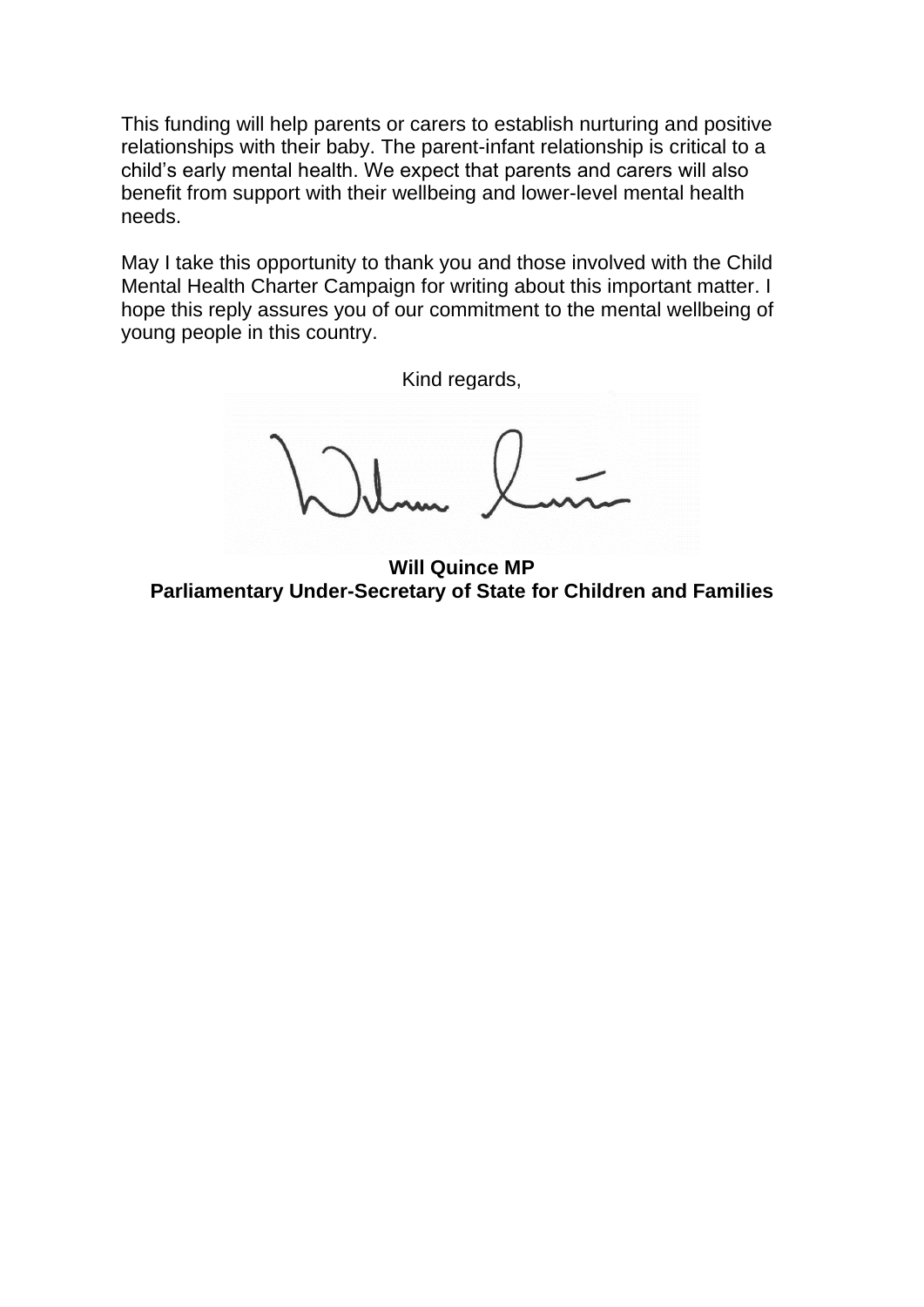This funding will help parents or carers to establish nurturing and positive relationships with their baby. The parent-infant relationship is critical to a child's early mental health. We expect that parents and carers will also benefit from support with their wellbeing and lower-level mental health needs.

May I take this opportunity to thank you and those involved with the Child Mental Health Charter Campaign for writing about this important matter. I hope this reply assures you of our commitment to the mental wellbeing of young people in this country.

Kind regards,

**Will Quince MP**
**Parliamentary Under-Secretary of State for Children and Families**